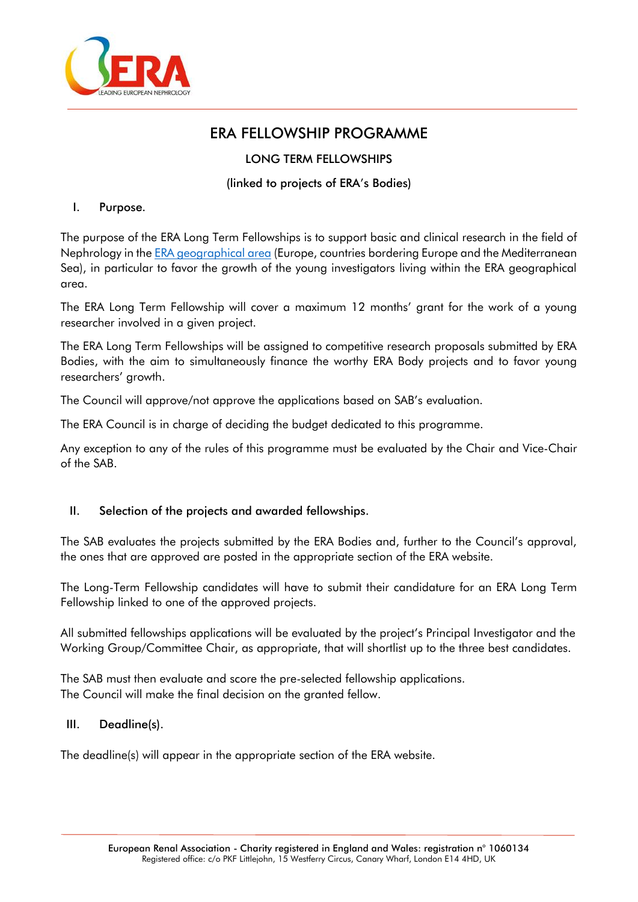# ERA FELLOWSHIP PROGRAMME

## LONG TERM FELLOWSHIPS

### (linked to projects of ERA's Bodies)

## I. Purpose.

The purpose of the ERA Long Term Fellowships is to support basic and clinical research in the field of Nephrology in the ERA geographical area (Europe, countries bordering Europe and the Mediterranean Sea), in particular to favor the growth of the young investigators living within the ERA geographical area.

The ERA Long Term Fellowship will cover a maximum 12 months' grant for the work of a young researcher involved in a given project.

The ERA Long Term Fellowships will be assigned to competitive research proposals submitted by ERA Bodies, with the aim to simultaneously finance the worthy ERA Body projects and to favor young researchers' growth.

The Council will approve/not approve the applications based on SAB's evaluation.

The ERA Council is in charge of deciding the budget dedicated to this programme.

Any exception to any of the rules of this programme must be evaluated by the Chair and Vice-Chair of the SAB.

## II. Selection of the projects and awarded fellowships.

The SAB evaluates the projects submitted by the ERA Bodies and, further to the Council's approval, the ones that are approved are posted in the appropriate section of the ERA website.

The Long-Term Fellowship candidates will have to submit their candidature for an ERA Long Term Fellowship linked to one of the approved projects.

All submitted fellowships applications will be evaluated by the project's Principal Investigator and the Working Group/Committee Chair, as appropriate, that will shortlist up to the three best candidates.

The SAB must then evaluate and score the pre-selected fellowship applications.
The Council will make the final decision on the granted fellow.

## III. Deadline(s).

The deadline(s) will appear in the appropriate section of the ERA website.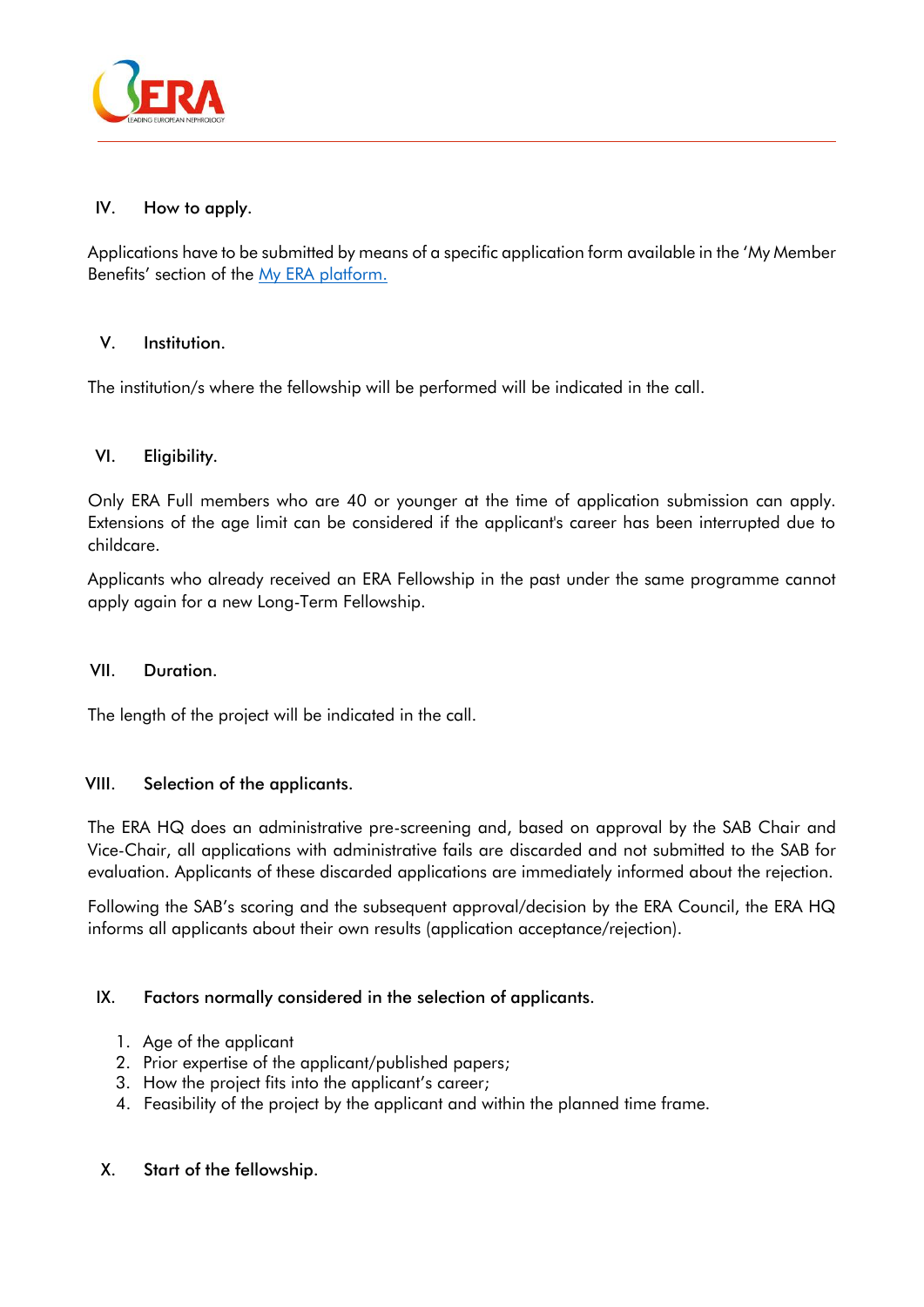## IV. How to apply.

Applications have to be submitted by means of a specific application form available in the 'My Member Benefits' section of the [My ERA platform.]()

## V. Institution.

The institution/s where the fellowship will be performed will be indicated in the call.

## VI. Eligibility.

Only ERA Full members who are 40 or younger at the time of application submission can apply. Extensions of the age limit can be considered if the applicant's career has been interrupted due to childcare.

Applicants who already received an ERA Fellowship in the past under the same programme cannot apply again for a new Long-Term Fellowship.

## VII. Duration.

The length of the project will be indicated in the call.

## VIII. Selection of the applicants.

The ERA HQ does an administrative pre-screening and, based on approval by the SAB Chair and Vice-Chair, all applications with administrative fails are discarded and not submitted to the SAB for evaluation. Applicants of these discarded applications are immediately informed about the rejection.

Following the SAB's scoring and the subsequent approval/decision by the ERA Council, the ERA HQ informs all applicants about their own results (application acceptance/rejection).

## IX. Factors normally considered in the selection of applicants.

1. Age of the applicant
2. Prior expertise of the applicant/published papers;
3. How the project fits into the applicant's career;
4. Feasibility of the project by the applicant and within the planned time frame.

## X. Start of the fellowship.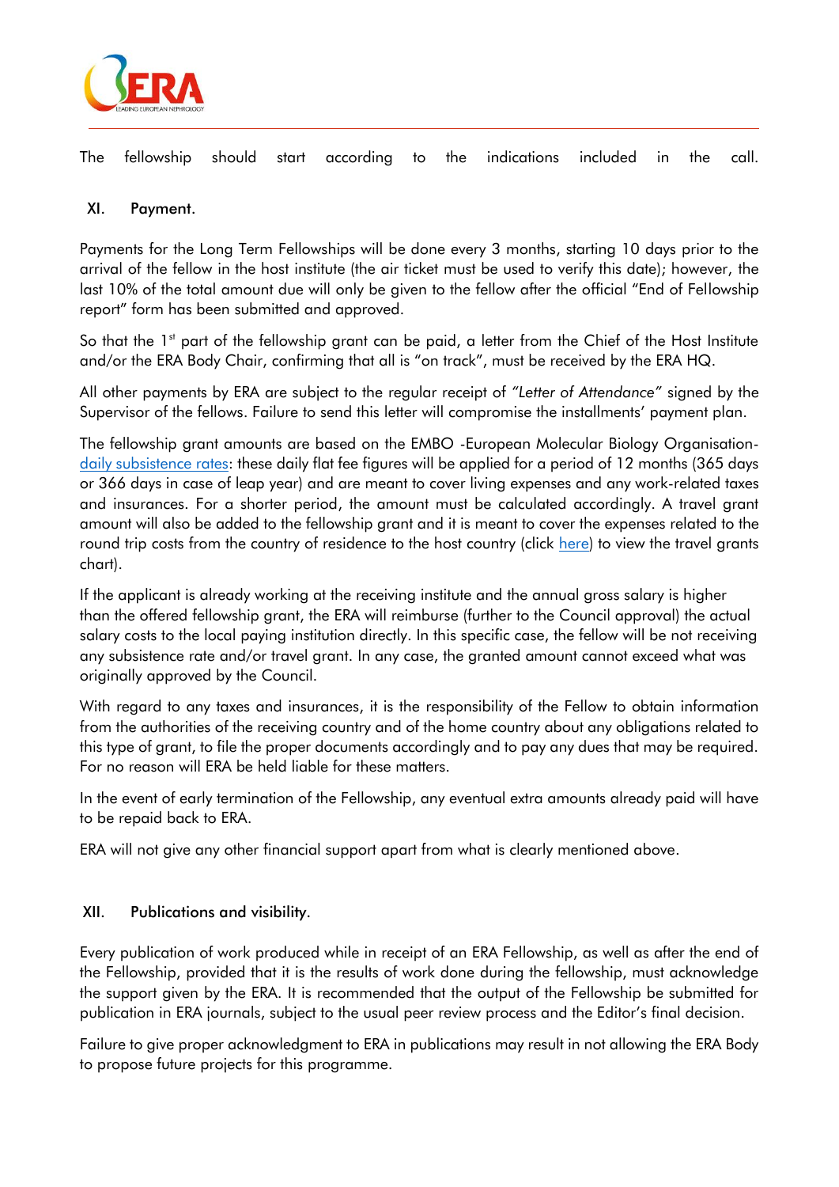The fellowship should start according to the indications included in the call.

## XI. Payment.

Payments for the Long Term Fellowships will be done every 3 months, starting 10 days prior to the arrival of the fellow in the host institute (the air ticket must be used to verify this date); however, the last 10% of the total amount due will only be given to the fellow after the official "End of Fellowship report" form has been submitted and approved.

So that the 1st part of the fellowship grant can be paid, a letter from the Chief of the Host Institute and/or the ERA Body Chair, confirming that all is "on track", must be received by the ERA HQ.

All other payments by ERA are subject to the regular receipt of *"Letter of Attendance"* signed by the Supervisor of the fellows. Failure to send this letter will compromise the installments' payment plan.

The fellowship grant amounts are based on the EMBO -European Molecular Biology Organisation- daily subsistence rates: these daily flat fee figures will be applied for a period of 12 months (365 days or 366 days in case of leap year) and are meant to cover living expenses and any work-related taxes and insurances. For a shorter period, the amount must be calculated accordingly. A travel grant amount will also be added to the fellowship grant and it is meant to cover the expenses related to the round trip costs from the country of residence to the host country (click here) to view the travel grants chart).

If the applicant is already working at the receiving institute and the annual gross salary is higher than the offered fellowship grant, the ERA will reimburse (further to the Council approval) the actual salary costs to the local paying institution directly. In this specific case, the fellow will be not receiving any subsistence rate and/or travel grant. In any case, the granted amount cannot exceed what was originally approved by the Council.

With regard to any taxes and insurances, it is the responsibility of the Fellow to obtain information from the authorities of the receiving country and of the home country about any obligations related to this type of grant, to file the proper documents accordingly and to pay any dues that may be required. For no reason will ERA be held liable for these matters.

In the event of early termination of the Fellowship, any eventual extra amounts already paid will have to be repaid back to ERA.

ERA will not give any other financial support apart from what is clearly mentioned above.

## XII. Publications and visibility.

Every publication of work produced while in receipt of an ERA Fellowship, as well as after the end of the Fellowship, provided that it is the results of work done during the fellowship, must acknowledge the support given by the ERA. It is recommended that the output of the Fellowship be submitted for publication in ERA journals, subject to the usual peer review process and the Editor's final decision.

Failure to give proper acknowledgment to ERA in publications may result in not allowing the ERA Body to propose future projects for this programme.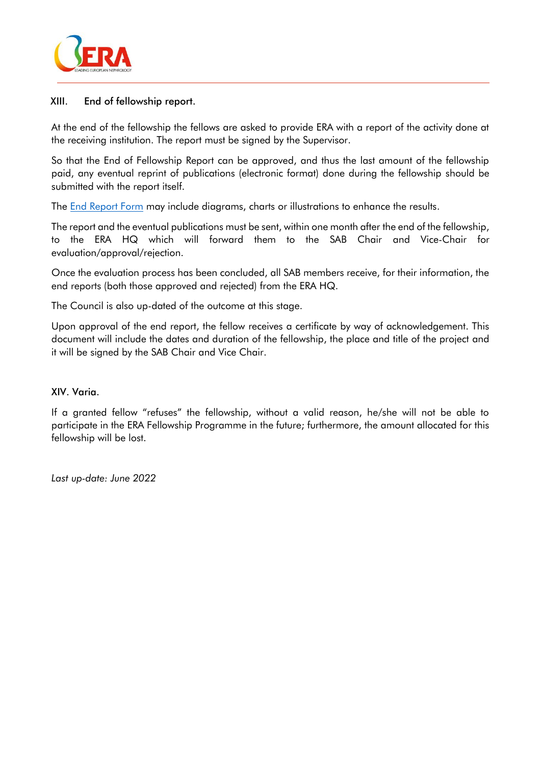## XIII. End of fellowship report.

At the end of the fellowship the fellows are asked to provide ERA with a report of the activity done at the receiving institution. The report must be signed by the Supervisor.

So that the End of Fellowship Report can be approved, and thus the last amount of the fellowship paid, any eventual reprint of publications (electronic format) done during the fellowship should be submitted with the report itself.

The End Report Form may include diagrams, charts or illustrations to enhance the results.

The report and the eventual publications must be sent, within one month after the end of the fellowship, to the ERA HQ which will forward them to the SAB Chair and Vice-Chair for evaluation/approval/rejection.

Once the evaluation process has been concluded, all SAB members receive, for their information, the end reports (both those approved and rejected) from the ERA HQ.

The Council is also up-dated of the outcome at this stage.

Upon approval of the end report, the fellow receives a certificate by way of acknowledgement. This document will include the dates and duration of the fellowship, the place and title of the project and it will be signed by the SAB Chair and Vice Chair.

## XIV. Varia.

If a granted fellow "refuses" the fellowship, without a valid reason, he/she will not be able to participate in the ERA Fellowship Programme in the future; furthermore, the amount allocated for this fellowship will be lost.

*Last up-date: June 2022*